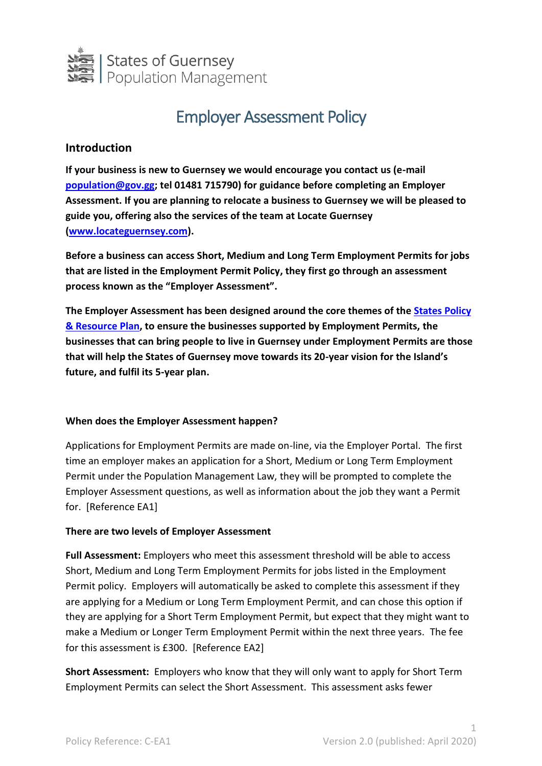States of Guernsey
Population Management

# Employer Assessment Policy

## Introduction

**If your business is new to Guernsey we would encourage you contact us (e-mail [population@gov.gg](mailto:population@gov.gg); tel 01481 715790) for guidance before completing an Employer Assessment. If you are planning to relocate a business to Guernsey we will be pleased to guide you, offering also the services of the team at Locate Guernsey ([www.locateguernsey.com](http://www.locateguernsey.com)).**

**Before a business can access Short, Medium and Long Term Employment Permits for jobs that are listed in the Employment Permit Policy, they first go through an assessment process known as the "Employer Assessment".**

**The Employer Assessment has been designed around the core themes of the States Policy & Resource Plan, to ensure the businesses supported by Employment Permits, the businesses that can bring people to live in Guernsey under Employment Permits are those that will help the States of Guernsey move towards its 20-year vision for the Island's future, and fulfil its 5-year plan.**

### When does the Employer Assessment happen?

Applications for Employment Permits are made on-line, via the Employer Portal. The first time an employer makes an application for a Short, Medium or Long Term Employment Permit under the Population Management Law, they will be prompted to complete the Employer Assessment questions, as well as information about the job they want a Permit for. [Reference EA1]

### There are two levels of Employer Assessment

**Full Assessment:** Employers who meet this assessment threshold will be able to access Short, Medium and Long Term Employment Permits for jobs listed in the Employment Permit policy. Employers will automatically be asked to complete this assessment if they are applying for a Medium or Long Term Employment Permit, and can chose this option if they are applying for a Short Term Employment Permit, but expect that they might want to make a Medium or Longer Term Employment Permit within the next three years. The fee for this assessment is £300. [Reference EA2]

**Short Assessment:** Employers who know that they will only want to apply for Short Term Employment Permits can select the Short Assessment. This assessment asks fewer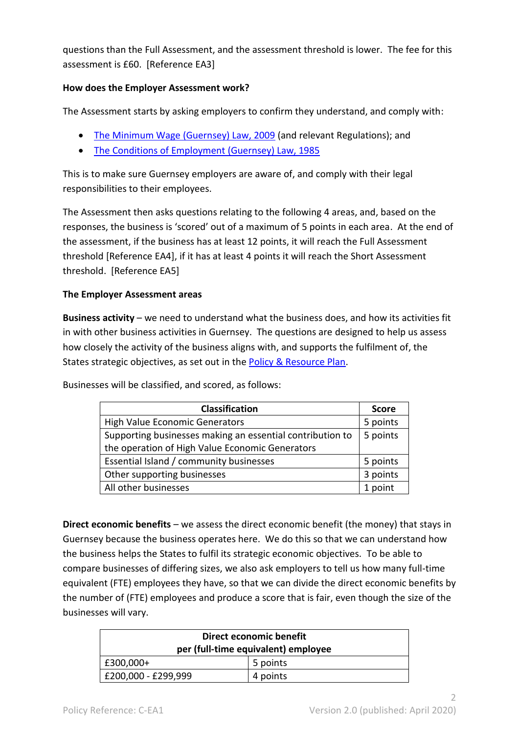questions than the Full Assessment, and the assessment threshold is lower. The fee for this assessment is £60. [Reference EA3]

**How does the Employer Assessment work?**

The Assessment starts by asking employers to confirm they understand, and comply with:

- The Minimum Wage (Guernsey) Law, 2009 (and relevant Regulations); and
- The Conditions of Employment (Guernsey) Law, 1985

This is to make sure Guernsey employers are aware of, and comply with their legal responsibilities to their employees.

The Assessment then asks questions relating to the following 4 areas, and, based on the responses, the business is 'scored' out of a maximum of 5 points in each area. At the end of the assessment, if the business has at least 12 points, it will reach the Full Assessment threshold [Reference EA4], if it has at least 4 points it will reach the Short Assessment threshold. [Reference EA5]

**The Employer Assessment areas**

**Business activity** – we need to understand what the business does, and how its activities fit in with other business activities in Guernsey. The questions are designed to help us assess how closely the activity of the business aligns with, and supports the fulfilment of, the States strategic objectives, as set out in the Policy & Resource Plan.

Businesses will be classified, and scored, as follows:

| Classification | Score |
|---|---|
| High Value Economic Generators | 5 points |
| Supporting businesses making an essential contribution to the operation of High Value Economic Generators | 5 points |
| Essential Island / community businesses | 5 points |
| Other supporting businesses | 3 points |
| All other businesses | 1 point |

**Direct economic benefits** – we assess the direct economic benefit (the money) that stays in Guernsey because the business operates here. We do this so that we can understand how the business helps the States to fulfil its strategic economic objectives. To be able to compare businesses of differing sizes, we also ask employers to tell us how many full-time equivalent (FTE) employees they have, so that we can divide the direct economic benefits by the number of (FTE) employees and produce a score that is fair, even though the size of the businesses will vary.

| Direct economic benefit per (full-time equivalent) employee | |
|---|---|
| £300,000+ | 5 points |
| £200,000 - £299,999 | 4 points |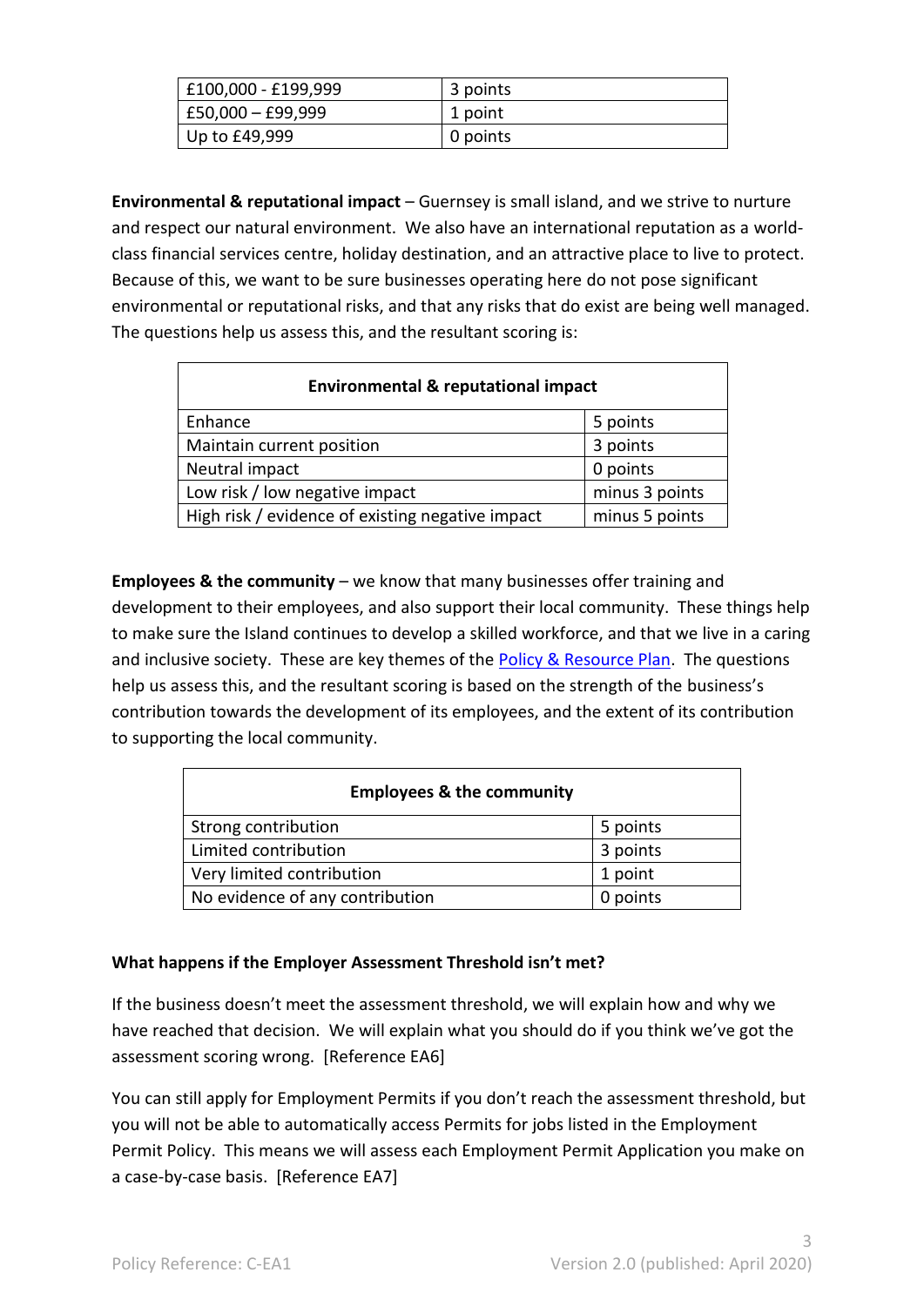| £100,000 - £199,999 | 3 points |
| --- | --- |
| £50,000 – £99,999 | 1 point |
| Up to £49,999 | 0 points |

**Environmental & reputational impact** – Guernsey is small island, and we strive to nurture and respect our natural environment. We also have an international reputation as a world-class financial services centre, holiday destination, and an attractive place to live to protect. Because of this, we want to be sure businesses operating here do not pose significant environmental or reputational risks, and that any risks that do exist are being well managed. The questions help us assess this, and the resultant scoring is:

| Environmental & reputational impact | |
| --- | --- |
| Enhance | 5 points |
| Maintain current position | 3 points |
| Neutral impact | 0 points |
| Low risk / low negative impact | minus 3 points |
| High risk / evidence of existing negative impact | minus 5 points |

**Employees & the community** – we know that many businesses offer training and development to their employees, and also support their local community. These things help to make sure the Island continues to develop a skilled workforce, and that we live in a caring and inclusive society. These are key themes of the Policy & Resource Plan. The questions help us assess this, and the resultant scoring is based on the strength of the business's contribution towards the development of its employees, and the extent of its contribution to supporting the local community.

| Employees & the community | |
| --- | --- |
| Strong contribution | 5 points |
| Limited contribution | 3 points |
| Very limited contribution | 1 point |
| No evidence of any contribution | 0 points |

**What happens if the Employer Assessment Threshold isn't met?**

If the business doesn't meet the assessment threshold, we will explain how and why we have reached that decision. We will explain what you should do if you think we've got the assessment scoring wrong. [Reference EA6]

You can still apply for Employment Permits if you don't reach the assessment threshold, but you will not be able to automatically access Permits for jobs listed in the Employment Permit Policy. This means we will assess each Employment Permit Application you make on a case-by-case basis. [Reference EA7]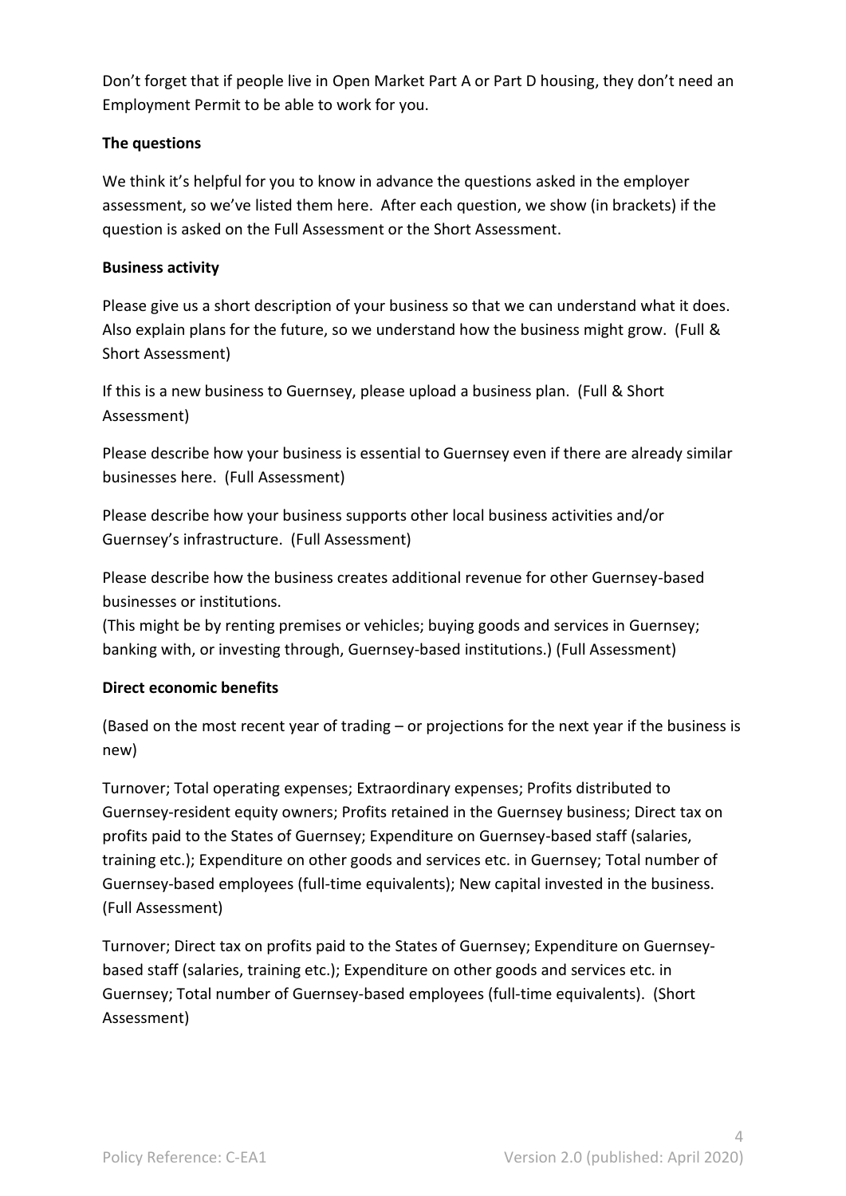Don't forget that if people live in Open Market Part A or Part D housing, they don't need an Employment Permit to be able to work for you.

**The questions**

We think it's helpful for you to know in advance the questions asked in the employer assessment, so we've listed them here. After each question, we show (in brackets) if the question is asked on the Full Assessment or the Short Assessment.

**Business activity**

Please give us a short description of your business so that we can understand what it does. Also explain plans for the future, so we understand how the business might grow. (Full & Short Assessment)

If this is a new business to Guernsey, please upload a business plan. (Full & Short Assessment)

Please describe how your business is essential to Guernsey even if there are already similar businesses here. (Full Assessment)

Please describe how your business supports other local business activities and/or Guernsey's infrastructure. (Full Assessment)

Please describe how the business creates additional revenue for other Guernsey-based businesses or institutions.
(This might be by renting premises or vehicles; buying goods and services in Guernsey; banking with, or investing through, Guernsey-based institutions.) (Full Assessment)

**Direct economic benefits**

(Based on the most recent year of trading – or projections for the next year if the business is new)

Turnover; Total operating expenses; Extraordinary expenses; Profits distributed to Guernsey-resident equity owners; Profits retained in the Guernsey business; Direct tax on profits paid to the States of Guernsey; Expenditure on Guernsey-based staff (salaries, training etc.); Expenditure on other goods and services etc. in Guernsey; Total number of Guernsey-based employees (full-time equivalents); New capital invested in the business. (Full Assessment)

Turnover; Direct tax on profits paid to the States of Guernsey; Expenditure on Guernsey-based staff (salaries, training etc.); Expenditure on other goods and services etc. in Guernsey; Total number of Guernsey-based employees (full-time equivalents). (Short Assessment)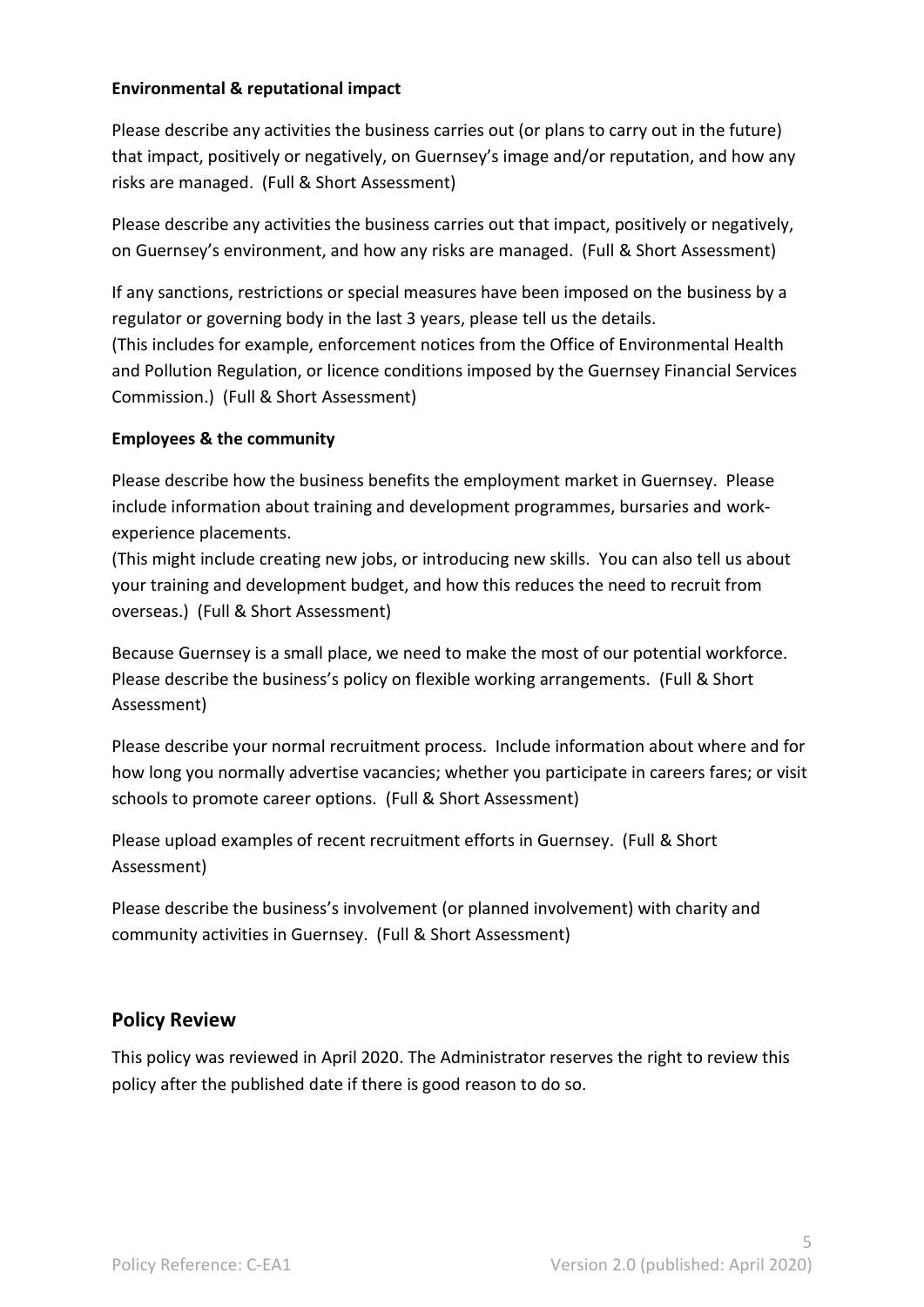**Environmental & reputational impact**

Please describe any activities the business carries out (or plans to carry out in the future) that impact, positively or negatively, on Guernsey's image and/or reputation, and how any risks are managed. (Full & Short Assessment)

Please describe any activities the business carries out that impact, positively or negatively, on Guernsey's environment, and how any risks are managed. (Full & Short Assessment)

If any sanctions, restrictions or special measures have been imposed on the business by a regulator or governing body in the last 3 years, please tell us the details.
(This includes for example, enforcement notices from the Office of Environmental Health and Pollution Regulation, or licence conditions imposed by the Guernsey Financial Services Commission.) (Full & Short Assessment)

**Employees & the community**

Please describe how the business benefits the employment market in Guernsey. Please include information about training and development programmes, bursaries and work-experience placements.
(This might include creating new jobs, or introducing new skills. You can also tell us about your training and development budget, and how this reduces the need to recruit from overseas.) (Full & Short Assessment)

Because Guernsey is a small place, we need to make the most of our potential workforce. Please describe the business's policy on flexible working arrangements. (Full & Short Assessment)

Please describe your normal recruitment process. Include information about where and for how long you normally advertise vacancies; whether you participate in careers fares; or visit schools to promote career options. (Full & Short Assessment)

Please upload examples of recent recruitment efforts in Guernsey. (Full & Short Assessment)

Please describe the business's involvement (or planned involvement) with charity and community activities in Guernsey. (Full & Short Assessment)

## Policy Review

This policy was reviewed in April 2020. The Administrator reserves the right to review this policy after the published date if there is good reason to do so.